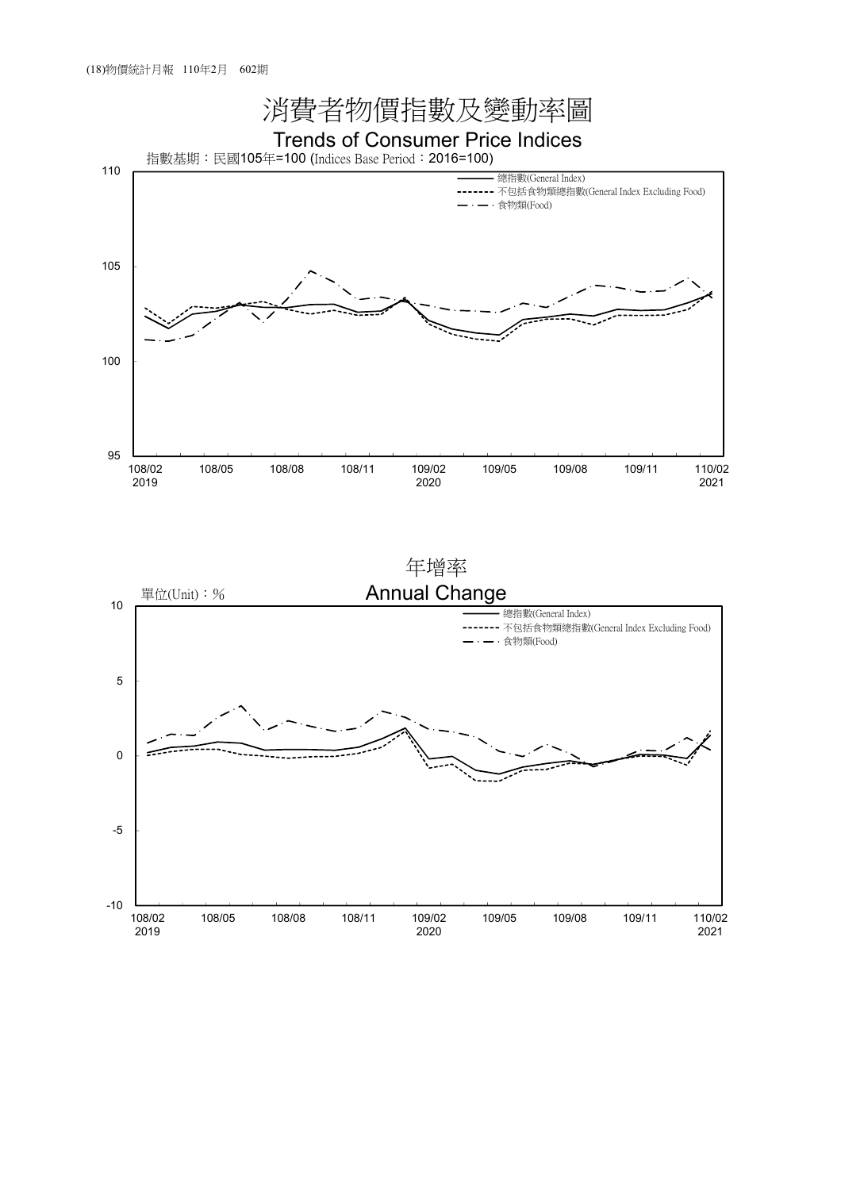# 消費者物價指數及變動率圖

## Trends of Consumer Price Indices

指數基期：民國105年=100 (Indices Base Period：2016=100)

—— 總指數(General Index)
------ 不包括食物類總指數(General Index Excluding Food)
—·— 食物類(Food)

110, 105, 100, 95

108/02 2019, 108/05, 108/08, 108/11, 109/02 2020, 109/05, 109/08, 109/11, 110/02 2021

## 年增率

## Annual Change

單位(Unit)：%

—— 總指數(General Index)
------ 不包括食物類總指數(General Index Excluding Food)
—·— 食物類(Food)

10, 5, 0, -5, -10

108/02 2019, 108/05, 108/08, 108/11, 109/02 2020, 109/05, 109/08, 109/11, 110/02 2021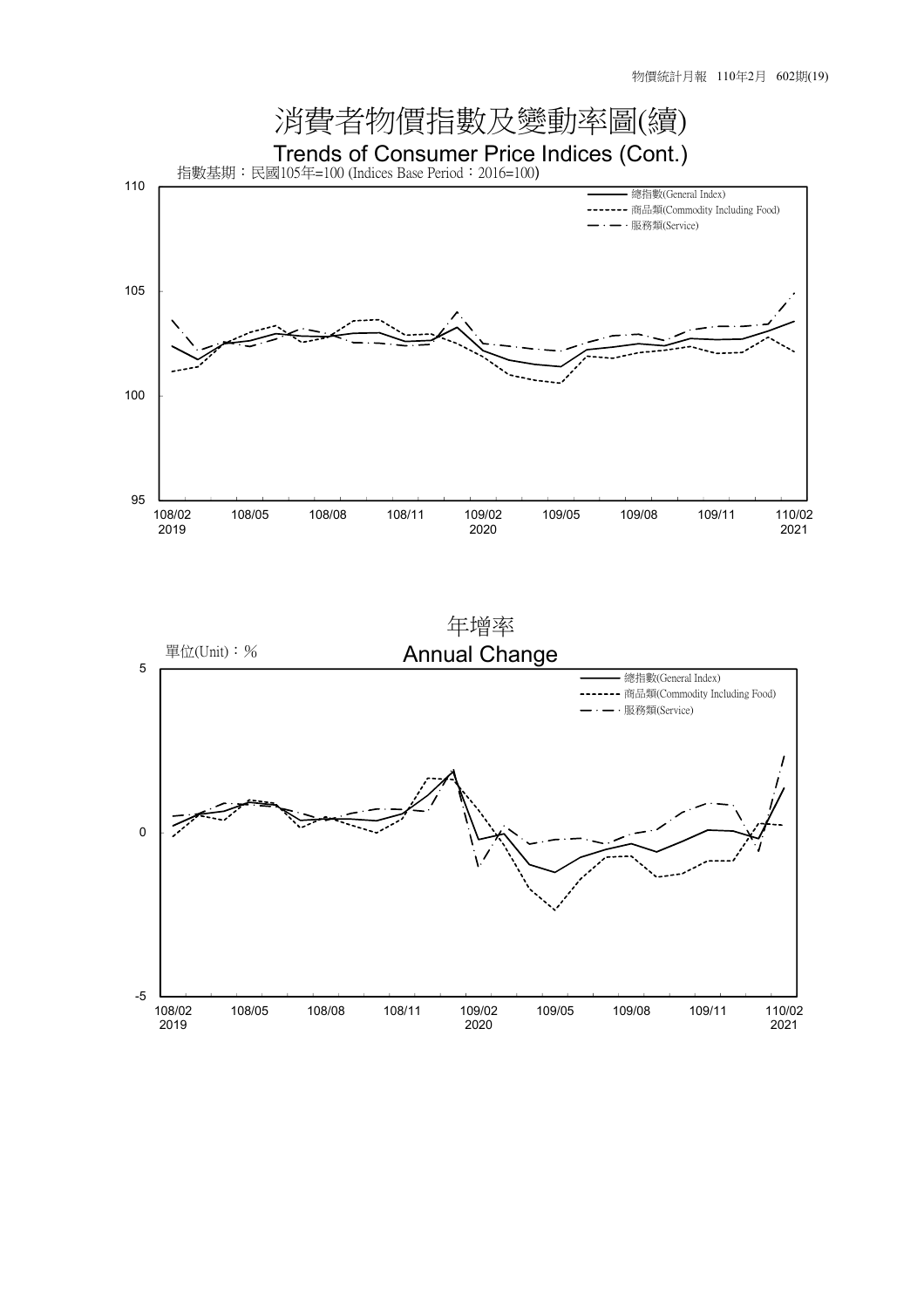# 消費者物價指數及變動率圖(續)

## Trends of Consumer Price Indices (Cont.)

指數基期：民國105年=100 (Indices Base Period：2016=100)

總指數(General Index)
商品類(Commodity Including Food)
服務類(Service)

110
105
100
95

108/02 2019　108/05　108/08　108/11　109/02 2020　109/05　109/08　109/11　110/02 2021

## 年增率

## Annual Change

單位(Unit)：%

總指數(General Index)
商品類(Commodity Including Food)
服務類(Service)

5
0
-5

108/02 2019　108/05　108/08　108/11　109/02 2020　109/05　109/08　109/11　110/02 2021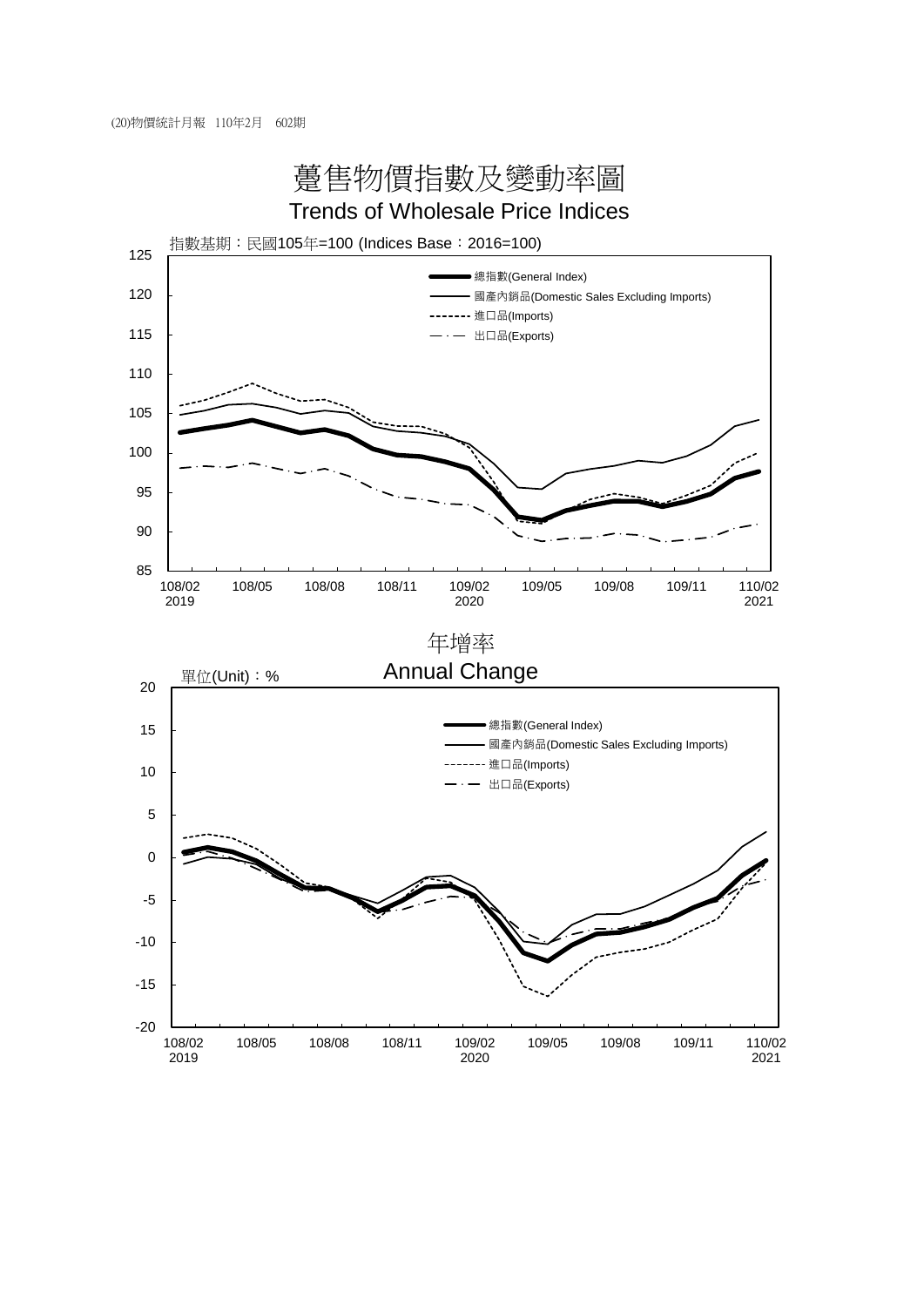# 躉售物價指數及變動率圖

## Trends of Wholesale Price Indices

指數基期：民國105年=100 (Indices Base：2016=100)

總指數(General Index)
國產內銷品(Domestic Sales Excluding Imports)
進口品(Imports)
出口品(Exports)

125
120
115
110
105
100
95
90
85

108/02 2019
108/05
108/08
108/11
109/02 2020
109/05
109/08
109/11
110/02 2021

## 年增率

## Annual Change

單位(Unit)：%

總指數(General Index)
國產內銷品(Domestic Sales Excluding Imports)
進口品(Imports)
出口品(Exports)

20
15
10
5
0
-5
-10
-15
-20

108/02 2019
108/05
108/08
108/11
109/02 2020
109/05
109/08
109/11
110/02 2021